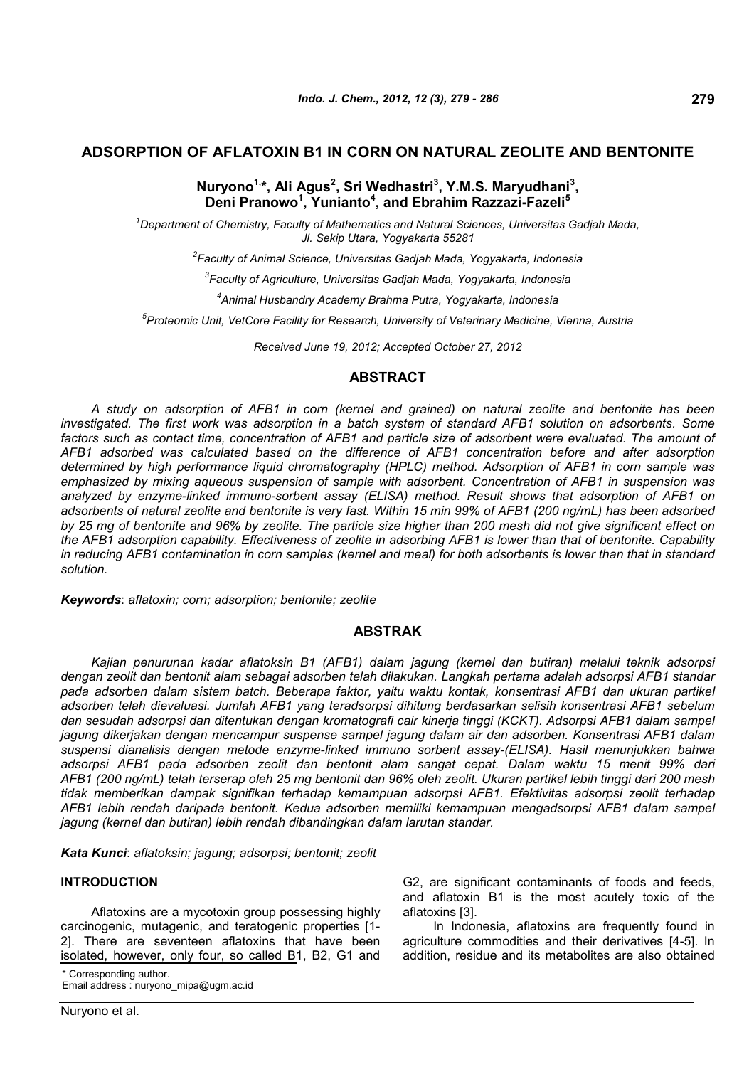# ADSORPTION OF AFLATOXIN B1 IN CORN ON NATURAL ZEOLITE AND BENTONITE

**Nuryono[1,*], Ali Agus[2], Sri Wedhastri[3], Y.M.S. Maryudhani[3], Deni Pranowo[1], Yunianto[4], and Ebrahim Razzazi-Fazeli[5]**

[1] *Department of Chemistry, Faculty of Mathematics and Natural Sciences, Universitas Gadjah Mada, Jl. Sekip Utara, Yogyakarta 55281*

[2] *Faculty of Animal Science, Universitas Gadjah Mada, Yogyakarta, Indonesia*

[3] *Faculty of Agriculture, Universitas Gadjah Mada, Yogyakarta, Indonesia*

[4] *Animal Husbandry Academy Brahma Putra, Yogyakarta, Indonesia*

[5] *Proteomic Unit, VetCore Facility for Research, University of Veterinary Medicine, Vienna, Austria*

*Received June 19, 2012; Accepted October 27, 2012*

## ABSTRACT

*A study on adsorption of AFB1 in corn (kernel and grained) on natural zeolite and bentonite has been investigated. The first work was adsorption in a batch system of standard AFB1 solution on adsorbents. Some factors such as contact time, concentration of AFB1 and particle size of adsorbent were evaluated. The amount of AFB1 adsorbed was calculated based on the difference of AFB1 concentration before and after adsorption determined by high performance liquid chromatography (HPLC) method. Adsorption of AFB1 in corn sample was emphasized by mixing aqueous suspension of sample with adsorbent. Concentration of AFB1 in suspension was analyzed by enzyme-linked immuno-sorbent assay (ELISA) method. Result shows that adsorption of AFB1 on adsorbents of natural zeolite and bentonite is very fast. Within 15 min 99% of AFB1 (200 ng/mL) has been adsorbed by 25 mg of bentonite and 96% by zeolite. The particle size higher than 200 mesh did not give significant effect on the AFB1 adsorption capability. Effectiveness of zeolite in adsorbing AFB1 is lower than that of bentonite. Capability in reducing AFB1 contamination in corn samples (kernel and meal) for both adsorbents is lower than that in standard solution.*

***Keywords***: *aflatoxin; corn; adsorption; bentonite; zeolite*

## ABSTRAK

*Kajian penurunan kadar aflatoksin B1 (AFB1) dalam jagung (kernel dan butiran) melalui teknik adsorpsi dengan zeolit dan bentonit alam sebagai adsorben telah dilakukan. Langkah pertama adalah adsorpsi AFB1 standar pada adsorben dalam sistem batch. Beberapa faktor, yaitu waktu kontak, konsentrasi AFB1 dan ukuran partikel adsorben telah dievaluasi. Jumlah AFB1 yang teradsorpsi dihitung berdasarkan selisih konsentrasi AFB1 sebelum dan sesudah adsorpsi dan ditentukan dengan kromatografi cair kinerja tinggi (KCKT). Adsorpsi AFB1 dalam sampel jagung dikerjakan dengan mencampur suspense sampel jagung dalam air dan adsorben. Konsentrasi AFB1 dalam suspensi dianalisis dengan metode enzyme-linked immuno sorbent assay-(ELISA). Hasil menunjukkan bahwa adsorpsi AFB1 pada adsorben zeolit dan bentonit alam sangat cepat. Dalam waktu 15 menit 99% dari AFB1 (200 ng/mL) telah terserap oleh 25 mg bentonit dan 96% oleh zeolit. Ukuran partikel lebih tinggi dari 200 mesh tidak memberikan dampak signifikan terhadap kemampuan adsorpsi AFB1. Efektivitas adsorpsi zeolit terhadap AFB1 lebih rendah daripada bentonit. Kedua adsorben memiliki kemampuan mengadsorpsi AFB1 dalam sampel jagung (kernel dan butiran) lebih rendah dibandingkan dalam larutan standar.*

***Kata Kunci***: *aflatoksin; jagung; adsorpsi; bentonit; zeolit*

## INTRODUCTION

Aflatoxins are a mycotoxin group possessing highly carcinogenic, mutagenic, and teratogenic properties [1-2]. There are seventeen aflatoxins that have been isolated, however, only four, so called B1, B2, G1 and G2, are significant contaminants of foods and feeds, and aflatoxin B1 is the most acutely toxic of the aflatoxins [3].

In Indonesia, aflatoxins are frequently found in agriculture commodities and their derivatives [4-5]. In addition, residue and its metabolites are also obtained

\* Corresponding author.
Email address : nuryono_mipa@ugm.ac.id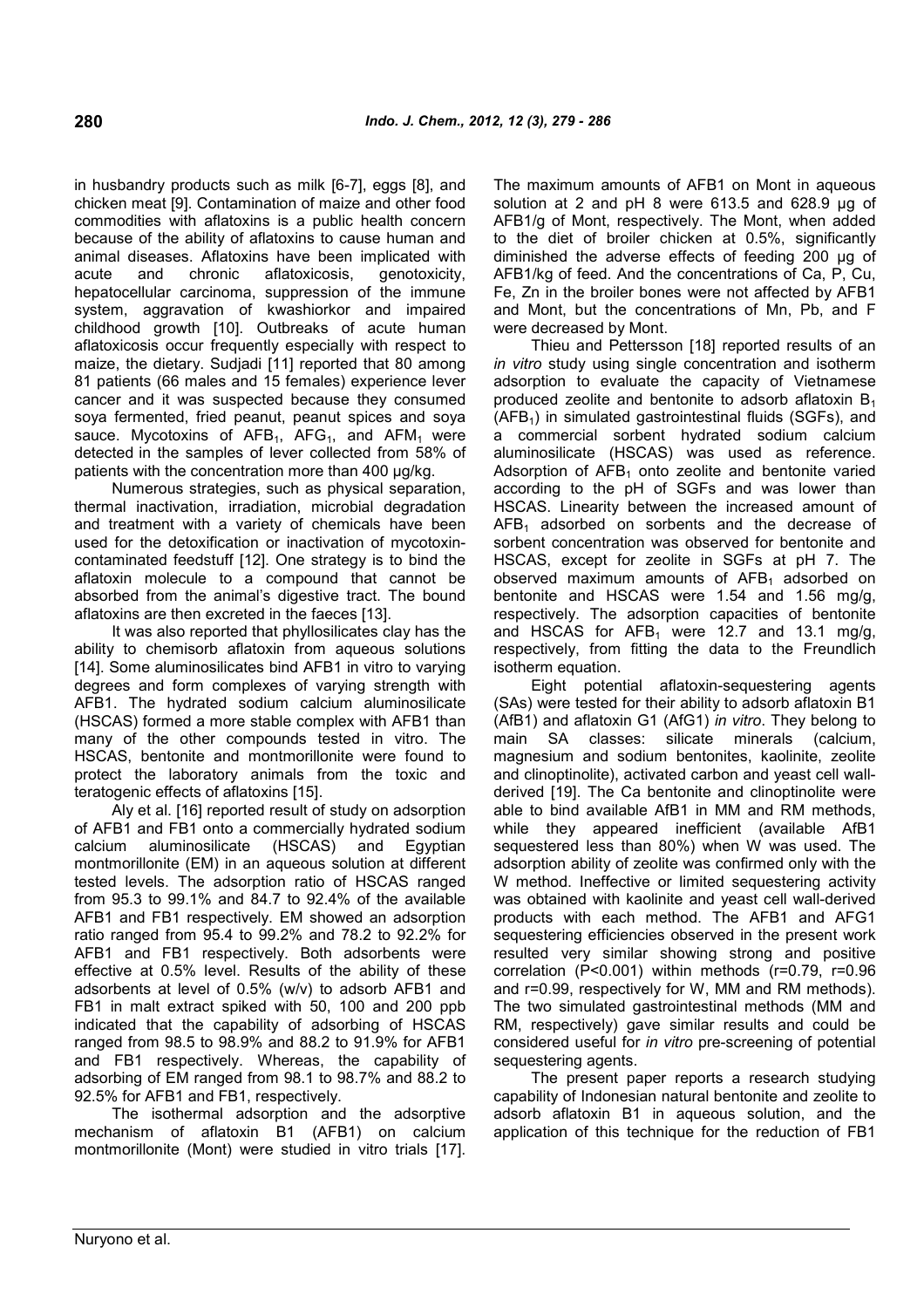in husbandry products such as milk [6-7], eggs [8], and chicken meat [9]. Contamination of maize and other food commodities with aflatoxins is a public health concern because of the ability of aflatoxins to cause human and animal diseases. Aflatoxins have been implicated with acute and chronic aflatoxicosis, genotoxicity, hepatocellular carcinoma, suppression of the immune system, aggravation of kwashiorkor and impaired childhood growth [10]. Outbreaks of acute human aflatoxicosis occur frequently especially with respect to maize, the dietary. Sudjadi [11] reported that 80 among 81 patients (66 males and 15 females) experience lever cancer and it was suspected because they consumed soya fermented, fried peanut, peanut spices and soya sauce. Mycotoxins of $AFB_1$, $AFG_1$, and $AFM_1$ were detected in the samples of lever collected from 58% of patients with the concentration more than 400 µg/kg.

Numerous strategies, such as physical separation, thermal inactivation, irradiation, microbial degradation and treatment with a variety of chemicals have been used for the detoxification or inactivation of mycotoxin-contaminated feedstuff [12]. One strategy is to bind the aflatoxin molecule to a compound that cannot be absorbed from the animal's digestive tract. The bound aflatoxins are then excreted in the faeces [13].

It was also reported that phyllosilicates clay has the ability to chemisorb aflatoxin from aqueous solutions [14]. Some aluminosilicates bind AFB1 in vitro to varying degrees and form complexes of varying strength with AFB1. The hydrated sodium calcium aluminosilicate (HSCAS) formed a more stable complex with AFB1 than many of the other compounds tested in vitro. The HSCAS, bentonite and montmorillonite were found to protect the laboratory animals from the toxic and teratogenic effects of aflatoxins [15].

Aly et al. [16] reported result of study on adsorption of AFB1 and FB1 onto a commercially hydrated sodium calcium aluminosilicate (HSCAS) and Egyptian montmorillonite (EM) in an aqueous solution at different tested levels. The adsorption ratio of HSCAS ranged from 95.3 to 99.1% and 84.7 to 92.4% of the available AFB1 and FB1 respectively. EM showed an adsorption ratio ranged from 95.4 to 99.2% and 78.2 to 92.2% for AFB1 and FB1 respectively. Both adsorbents were effective at 0.5% level. Results of the ability of these adsorbents at level of 0.5% (w/v) to adsorb AFB1 and FB1 in malt extract spiked with 50, 100 and 200 ppb indicated that the capability of adsorbing of HSCAS ranged from 98.5 to 98.9% and 88.2 to 91.9% for AFB1 and FB1 respectively. Whereas, the capability of adsorbing of EM ranged from 98.1 to 98.7% and 88.2 to 92.5% for AFB1 and FB1, respectively.

The isothermal adsorption and the adsorptive mechanism of aflatoxin B1 (AFB1) on calcium montmorillonite (Mont) were studied in vitro trials [17]. The maximum amounts of AFB1 on Mont in aqueous solution at 2 and pH 8 were 613.5 and 628.9 µg of AFB1/g of Mont, respectively. The Mont, when added to the diet of broiler chicken at 0.5%, significantly diminished the adverse effects of feeding 200 µg of AFB1/kg of feed. And the concentrations of Ca, P, Cu, Fe, Zn in the broiler bones were not affected by AFB1 and Mont, but the concentrations of Mn, Pb, and F were decreased by Mont.

Thieu and Pettersson [18] reported results of an *in vitro* study using single concentration and isotherm adsorption to evaluate the capacity of Vietnamese produced zeolite and bentonite to adsorb aflatoxin $B_1$ ($AFB_1$) in simulated gastrointestinal fluids (SGFs), and a commercial sorbent hydrated sodium calcium aluminosilicate (HSCAS) was used as reference. Adsorption of $AFB_1$ onto zeolite and bentonite varied according to the pH of SGFs and was lower than HSCAS. Linearity between the increased amount of $AFB_1$ adsorbed on sorbents and the decrease of sorbent concentration was observed for bentonite and HSCAS, except for zeolite in SGFs at pH 7. The observed maximum amounts of $AFB_1$ adsorbed on bentonite and HSCAS were 1.54 and 1.56 mg/g, respectively. The adsorption capacities of bentonite and HSCAS for $AFB_1$ were 12.7 and 13.1 mg/g, respectively, from fitting the data to the Freundlich isotherm equation.

Eight potential aflatoxin-sequestering agents (SAs) were tested for their ability to adsorb aflatoxin B1 (AfB1) and aflatoxin G1 (AfG1) *in vitro*. They belong to main SA classes: silicate minerals (calcium, magnesium and sodium bentonites, kaolinite, zeolite and clinoptinolite), activated carbon and yeast cell wall-derived [19]. The Ca bentonite and clinoptinolite were able to bind available AfB1 in MM and RM methods, while they appeared inefficient (available AfB1 sequestered less than 80%) when W was used. The adsorption ability of zeolite was confirmed only with the W method. Ineffective or limited sequestering activity was obtained with kaolinite and yeast cell wall-derived products with each method. The AFB1 and AFG1 sequestering efficiencies observed in the present work resulted very similar showing strong and positive correlation (P<0.001) within methods (r=0.79, r=0.96 and r=0.99, respectively for W, MM and RM methods). The two simulated gastrointestinal methods (MM and RM, respectively) gave similar results and could be considered useful for *in vitro* pre-screening of potential sequestering agents.

The present paper reports a research studying capability of Indonesian natural bentonite and zeolite to adsorb aflatoxin B1 in aqueous solution, and the application of this technique for the reduction of FB1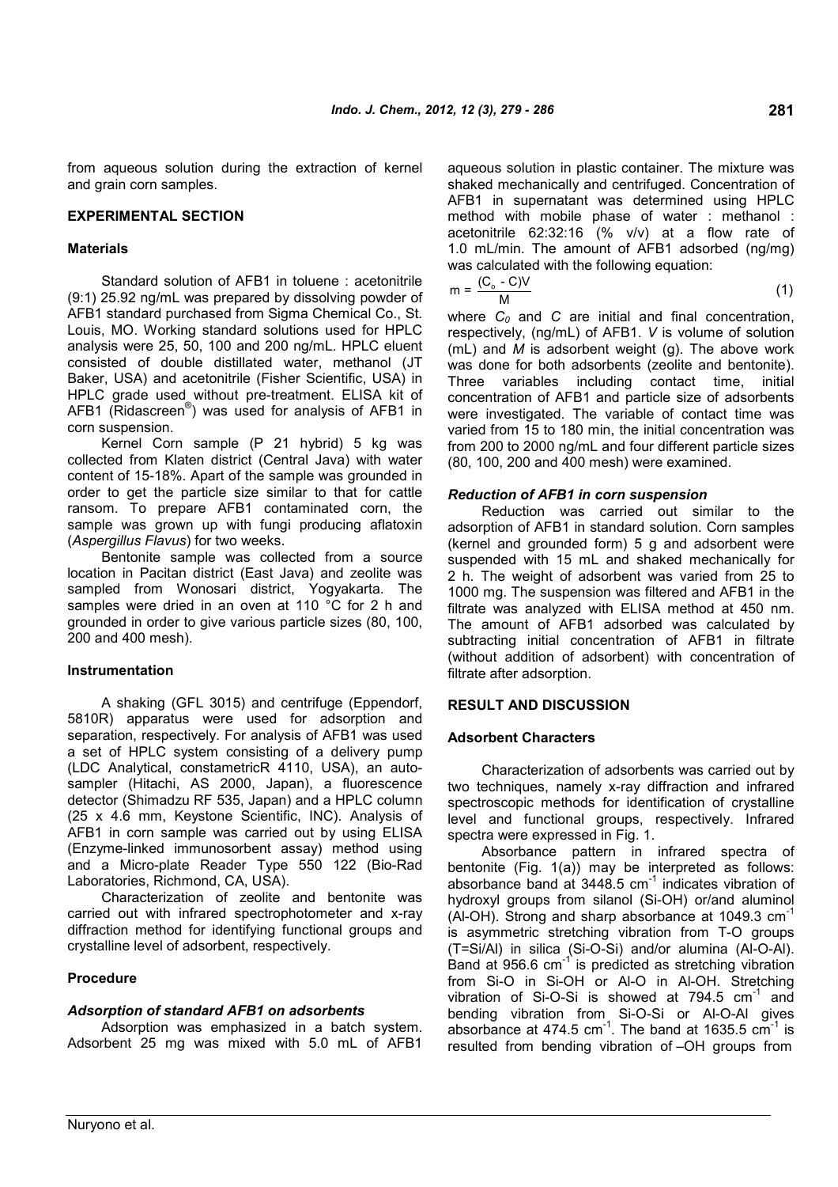from aqueous solution during the extraction of kernel and grain corn samples.

## EXPERIMENTAL SECTION

### Materials

Standard solution of AFB1 in toluene : acetonitrile (9:1) 25.92 ng/mL was prepared by dissolving powder of AFB1 standard purchased from Sigma Chemical Co., St. Louis, MO. Working standard solutions used for HPLC analysis were 25, 50, 100 and 200 ng/mL. HPLC eluent consisted of double distillated water, methanol (JT Baker, USA) and acetonitrile (Fisher Scientific, USA) in HPLC grade used without pre-treatment. ELISA kit of AFB1 (Ridascreen®) was used for analysis of AFB1 in corn suspension.

Kernel Corn sample (P 21 hybrid) 5 kg was collected from Klaten district (Central Java) with water content of 15-18%. Apart of the sample was grounded in order to get the particle size similar to that for cattle ransom. To prepare AFB1 contaminated corn, the sample was grown up with fungi producing aflatoxin (*Aspergillus Flavus*) for two weeks.

Bentonite sample was collected from a source location in Pacitan district (East Java) and zeolite was sampled from Wonosari district, Yogyakarta. The samples were dried in an oven at 110 °C for 2 h and grounded in order to give various particle sizes (80, 100, 200 and 400 mesh).

### Instrumentation

A shaking (GFL 3015) and centrifuge (Eppendorf, 5810R) apparatus were used for adsorption and separation, respectively. For analysis of AFB1 was used a set of HPLC system consisting of a delivery pump (LDC Analytical, constametricR 4110, USA), an auto-sampler (Hitachi, AS 2000, Japan), a fluorescence detector (Shimadzu RF 535, Japan) and a HPLC column (25 x 4.6 mm, Keystone Scientific, INC). Analysis of AFB1 in corn sample was carried out by using ELISA (Enzyme-linked immunosorbent assay) method using and a Micro-plate Reader Type 550 122 (Bio-Rad Laboratories, Richmond, CA, USA).

Characterization of zeolite and bentonite was carried out with infrared spectrophotometer and x-ray diffraction method for identifying functional groups and crystalline level of adsorbent, respectively.

### Procedure

#### *Adsorption of standard AFB1 on adsorbents*

Adsorption was emphasized in a batch system. Adsorbent 25 mg was mixed with 5.0 mL of AFB1 aqueous solution in plastic container. The mixture was shaked mechanically and centrifuged. Concentration of AFB1 in supernatant was determined using HPLC method with mobile phase of water : methanol : acetonitrile 62:32:16 (% v/v) at a flow rate of 1.0 mL/min. The amount of AFB1 adsorbed (ng/mg) was calculated with the following equation:

$$m = \frac{(C_o - C)V}{M} \qquad (1)$$

where $C_0$ and $C$ are initial and final concentration, respectively, (ng/mL) of AFB1. $V$ is volume of solution (mL) and $M$ is adsorbent weight (g). The above work was done for both adsorbents (zeolite and bentonite). Three variables including contact time, initial concentration of AFB1 and particle size of adsorbents were investigated. The variable of contact time was varied from 15 to 180 min, the initial concentration was from 200 to 2000 ng/mL and four different particle sizes (80, 100, 200 and 400 mesh) were examined.

#### *Reduction of AFB1 in corn suspension*

Reduction was carried out similar to the adsorption of AFB1 in standard solution. Corn samples (kernel and grounded form) 5 g and adsorbent were suspended with 15 mL and shaked mechanically for 2 h. The weight of adsorbent was varied from 25 to 1000 mg. The suspension was filtered and AFB1 in the filtrate was analyzed with ELISA method at 450 nm. The amount of AFB1 adsorbed was calculated by subtracting initial concentration of AFB1 in filtrate (without addition of adsorbent) with concentration of filtrate after adsorption.

## RESULT AND DISCUSSION

### Adsorbent Characters

Characterization of adsorbents was carried out by two techniques, namely x-ray diffraction and infrared spectroscopic methods for identification of crystalline level and functional groups, respectively. Infrared spectra were expressed in Fig. 1.

Absorbance pattern in infrared spectra of bentonite (Fig. 1(a)) may be interpreted as follows: absorbance band at 3448.5 cm$^{-1}$ indicates vibration of hydroxyl groups from silanol (Si-OH) or/and aluminol (Al-OH). Strong and sharp absorbance at 1049.3 cm$^{-1}$ is asymmetric stretching vibration from T-O groups (T=Si/Al) in silica (Si-O-Si) and/or alumina (Al-O-Al). Band at 956.6 cm$^{-1}$ is predicted as stretching vibration from Si-O in Si-OH or Al-O in Al-OH. Stretching vibration of Si-O-Si is showed at 794.5 cm$^{-1}$ and bending vibration from Si-O-Si or Al-O-Al gives absorbance at 474.5 cm$^{-1}$. The band at 1635.5 cm$^{-1}$ is resulted from bending vibration of –OH groups from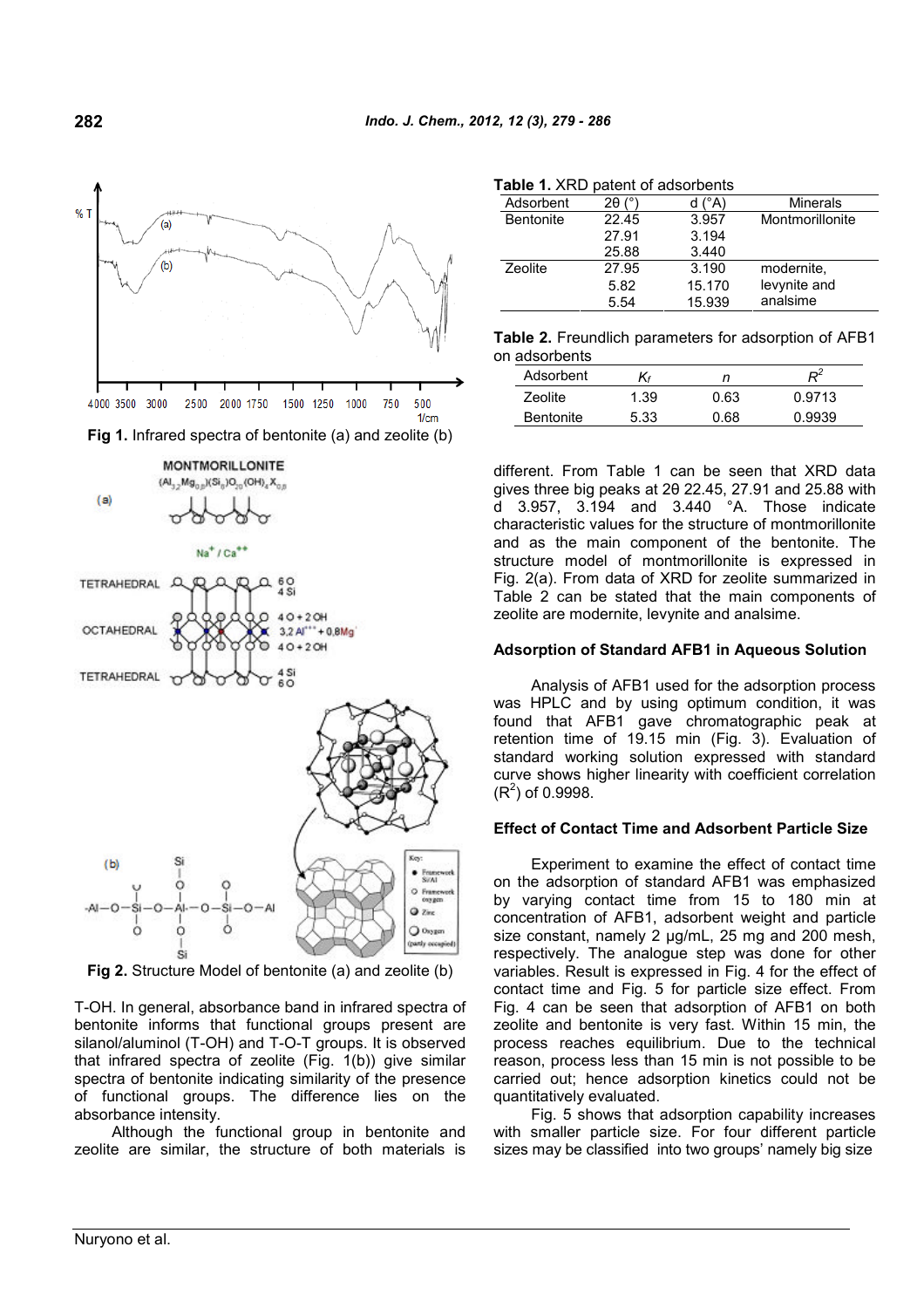Fig 1. Infrared spectra of bentonite (a) and zeolite (b)

Fig 2. Structure Model of bentonite (a) and zeolite (b)

T-OH. In general, absorbance band in infrared spectra of bentonite informs that functional groups present are silanol/aluminol (T-OH) and T-O-T groups. It is observed that infrared spectra of zeolite (Fig. 1(b)) give similar spectra of bentonite indicating similarity of the presence of functional groups. The difference lies on the absorbance intensity.

Although the functional group in bentonite and zeolite are similar, the structure of both materials is different. From Table 1 can be seen that XRD data gives three big peaks at 2θ 22.45, 27.91 and 25.88 with d 3.957, 3.194 and 3.440 °A. Those indicate characteristic values for the structure of montmorillonite and as the main component of the bentonite. The structure model of montmorillonite is expressed in Fig. 2(a). From data of XRD for zeolite summarized in Table 2 can be stated that the main components of zeolite are modernite, levynite and analsime.

**Table 1.** XRD patent of adsorbents

| Adsorbent | 2θ (°) | d (°A) | Minerals |
|---|---|---|---|
| Bentonite | 22.45 | 3.957 | Montmorillonite |
| | 27.91 | 3.194 | |
| | 25.88 | 3.440 | |
| Zeolite | 27.95 | 3.190 | modernite, |
| | 5.82 | 15.170 | levynite and |
| | 5.54 | 15.939 | analsime |

**Table 2.** Freundlich parameters for adsorption of AFB1 on adsorbents

| Adsorbent | $K_f$ | $n$ | $R^2$ |
|---|---|---|---|
| Zeolite | 1.39 | 0.63 | 0.9713 |
| Bentonite | 5.33 | 0.68 | 0.9939 |

### Adsorption of Standard AFB1 in Aqueous Solution

Analysis of AFB1 used for the adsorption process was HPLC and by using optimum condition, it was found that AFB1 gave chromatographic peak at retention time of 19.15 min (Fig. 3). Evaluation of standard working solution expressed with standard curve shows higher linearity with coefficient correlation ($R^2$) of 0.9998.

### Effect of Contact Time and Adsorbent Particle Size

Experiment to examine the effect of contact time on the adsorption of standard AFB1 was emphasized by varying contact time from 15 to 180 min at concentration of AFB1, adsorbent weight and particle size constant, namely 2 µg/mL, 25 mg and 200 mesh, respectively. The analogue step was done for other variables. Result is expressed in Fig. 4 for the effect of contact time and Fig. 5 for particle size effect. From Fig. 4 can be seen that adsorption of AFB1 on both zeolite and bentonite is very fast. Within 15 min, the process reaches equilibrium. Due to the technical reason, process less than 15 min is not possible to be carried out; hence adsorption kinetics could not be quantitatively evaluated.

Fig. 5 shows that adsorption capability increases with smaller particle size. For four different particle sizes may be classified into two groups' namely big size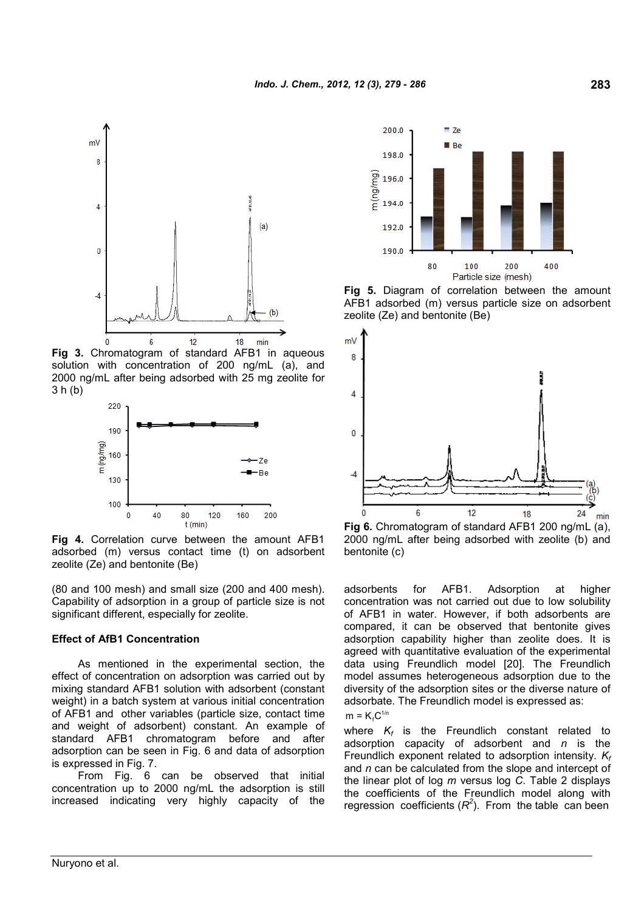Fig 3. Chromatogram of standard AFB1 in aqueous solution with concentration of 200 ng/mL (a), and 2000 ng/mL after being adsorbed with 25 mg zeolite for 3 h (b)

Fig 4. Correlation curve between the amount AFB1 adsorbed (m) versus contact time (t) on adsorbent zeolite (Ze) and bentonite (Be)

Fig 5. Diagram of correlation between the amount AFB1 adsorbed (m) versus particle size on adsorbent zeolite (Ze) and bentonite (Be)

Fig 6. Chromatogram of standard AFB1 200 ng/mL (a), 2000 ng/mL after being adsorbed with zeolite (b) and bentonite (c)

(80 and 100 mesh) and small size (200 and 400 mesh). Capability of adsorption in a group of particle size is not significant different, especially for zeolite.

### Effect of AfB1 Concentration

As mentioned in the experimental section, the effect of concentration on adsorption was carried out by mixing standard AFB1 solution with adsorbent (constant weight) in a batch system at various initial concentration of AFB1 and other variables (particle size, contact time and weight of adsorbent) constant. An example of standard AFB1 chromatogram before and after adsorption can be seen in Fig. 6 and data of adsorption is expressed in Fig. 7.

From Fig. 6 can be observed that initial concentration up to 2000 ng/mL the adsorption is still increased indicating very highly capacity of the adsorbents for AFB1. Adsorption at higher concentration was not carried out due to low solubility of AFB1 in water. However, if both adsorbents are compared, it can be observed that bentonite gives adsorption capability higher than zeolite does. It is agreed with quantitative evaluation of the experimental data using Freundlich model [20]. The Freundlich model assumes heterogeneous adsorption due to the diversity of the adsorption sites or the diverse nature of adsorbate. The Freundlich model is expressed as:

$$m = K_f C^{1/n}$$

where $K_f$ is the Freundlich constant related to adsorption capacity of adsorbent and $n$ is the Freundlich exponent related to adsorption intensity. $K_f$ and $n$ can be calculated from the slope and intercept of the linear plot of log $m$ versus log $C$. Table 2 displays the coefficients of the Freundlich model along with regression coefficients ($R^2$). From the table can been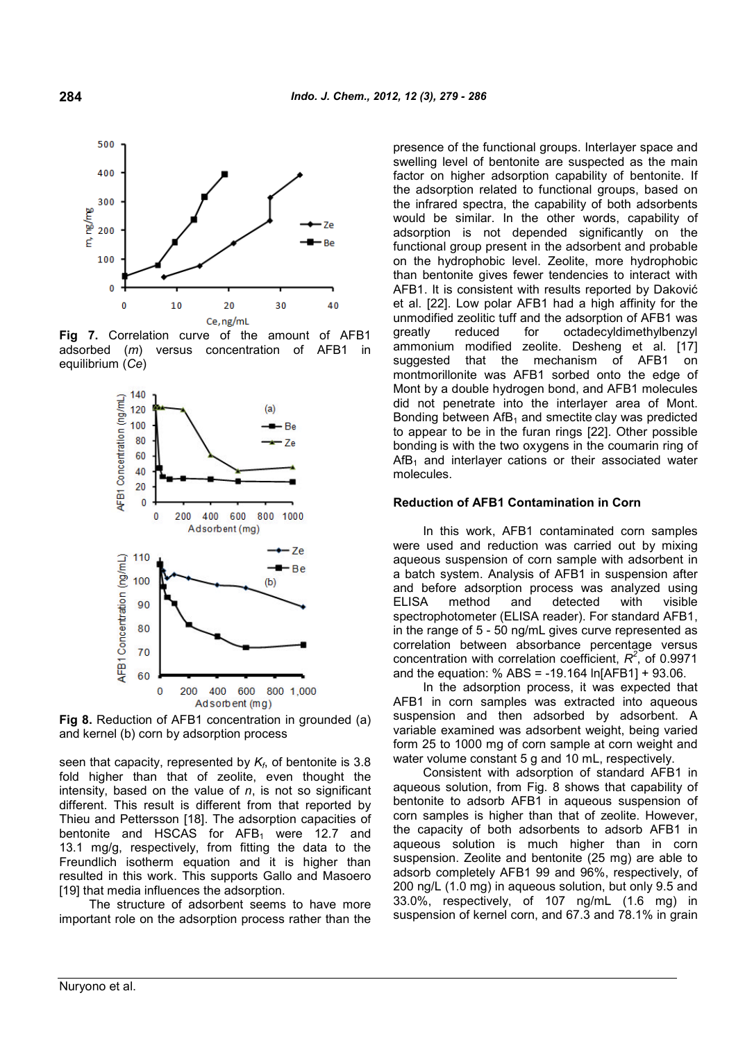Fig 7. Correlation curve of the amount of AFB1 adsorbed ($m$) versus concentration of AFB1 in equilibrium ($Ce$)

Fig 8. Reduction of AFB1 concentration in grounded (a) and kernel (b) corn by adsorption process

seen that capacity, represented by $K_f$, of bentonite is 3.8 fold higher than that of zeolite, even thought the intensity, based on the value of $n$, is not so significant different. This result is different from that reported by Thieu and Pettersson [18]. The adsorption capacities of bentonite and HSCAS for $AFB_1$ were 12.7 and 13.1 mg/g, respectively, from fitting the data to the Freundlich isotherm equation and it is higher than resulted in this work. This supports Gallo and Masoero [19] that media influences the adsorption.

The structure of adsorbent seems to have more important role on the adsorption process rather than the presence of the functional groups. Interlayer space and swelling level of bentonite are suspected as the main factor on higher adsorption capability of bentonite. If the adsorption related to functional groups, based on the infrared spectra, the capability of both adsorbents would be similar. In the other words, capability of adsorption is not depended significantly on the functional group present in the adsorbent and probable on the hydrophobic level. Zeolite, more hydrophobic than bentonite gives fewer tendencies to interact with AFB1. It is consistent with results reported by Daković et al. [22]. Low polar AFB1 had a high affinity for the unmodified zeolitic tuff and the adsorption of AFB1 was greatly reduced for octadecyldimethylbenzyl ammonium modified zeolite. Desheng et al. [17] suggested that the mechanism of AFB1 on montmorillonite was AFB1 sorbed onto the edge of Mont by a double hydrogen bond, and AFB1 molecules did not penetrate into the interlayer area of Mont. Bonding between $AfB_1$ and smectite clay was predicted to appear to be in the furan rings [22]. Other possible bonding is with the two oxygens in the coumarin ring of $AfB_1$ and interlayer cations or their associated water molecules.

## Reduction of AFB1 Contamination in Corn

In this work, AFB1 contaminated corn samples were used and reduction was carried out by mixing aqueous suspension of corn sample with adsorbent in a batch system. Analysis of AFB1 in suspension after and before adsorption process was analyzed using ELISA method and detected with visible spectrophotometer (ELISA reader). For standard AFB1, in the range of 5 - 50 ng/mL gives curve represented as correlation between absorbance percentage versus concentration with correlation coefficient, $R^2$, of 0.9971 and the equation: % ABS = -19.164 ln[AFB1] + 93.06.

In the adsorption process, it was expected that AFB1 in corn samples was extracted into aqueous suspension and then adsorbed by adsorbent. A variable examined was adsorbent weight, being varied form 25 to 1000 mg of corn sample at corn weight and water volume constant 5 g and 10 mL, respectively.

Consistent with adsorption of standard AFB1 in aqueous solution, from Fig. 8 shows that capability of bentonite to adsorb AFB1 in aqueous suspension of corn samples is higher than that of zeolite. However, the capacity of both adsorbents to adsorb AFB1 in aqueous solution is much higher than in corn suspension. Zeolite and bentonite (25 mg) are able to adsorb completely AFB1 99 and 96%, respectively, of 200 ng/L (1.0 mg) in aqueous solution, but only 9.5 and 33.0%, respectively, of 107 ng/mL (1.6 mg) in suspension of kernel corn, and 67.3 and 78.1% in grain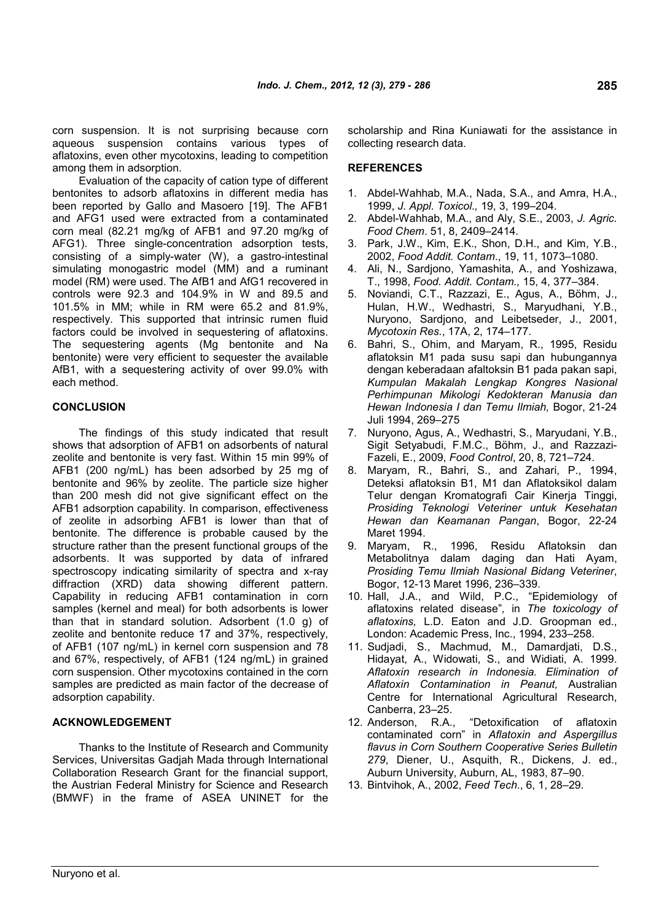corn suspension. It is not surprising because corn aqueous suspension contains various types of aflatoxins, even other mycotoxins, leading to competition among them in adsorption.

Evaluation of the capacity of cation type of different bentonites to adsorb aflatoxins in different media has been reported by Gallo and Masoero [19]. The AFB1 and AFG1 used were extracted from a contaminated corn meal (82.21 mg/kg of AFB1 and 97.20 mg/kg of AFG1). Three single-concentration adsorption tests, consisting of a simply-water (W), a gastro-intestinal simulating monogastric model (MM) and a ruminant model (RM) were used. The AfB1 and AfG1 recovered in controls were 92.3 and 104.9% in W and 89.5 and 101.5% in MM; while in RM were 65.2 and 81.9%, respectively. This supported that intrinsic rumen fluid factors could be involved in sequestering of aflatoxins. The sequestering agents (Mg bentonite and Na bentonite) were very efficient to sequester the available AfB1, with a sequestering activity of over 99.0% with each method.

## CONCLUSION

The findings of this study indicated that result shows that adsorption of AFB1 on adsorbents of natural zeolite and bentonite is very fast. Within 15 min 99% of AFB1 (200 ng/mL) has been adsorbed by 25 mg of bentonite and 96% by zeolite. The particle size higher than 200 mesh did not give significant effect on the AFB1 adsorption capability. In comparison, effectiveness of zeolite in adsorbing AFB1 is lower than that of bentonite. The difference is probable caused by the structure rather than the present functional groups of the adsorbents. It was supported by data of infrared spectroscopy indicating similarity of spectra and x-ray diffraction (XRD) data showing different pattern. Capability in reducing AFB1 contamination in corn samples (kernel and meal) for both adsorbents is lower than that in standard solution. Adsorbent (1.0 g) of zeolite and bentonite reduce 17 and 37%, respectively, of AFB1 (107 ng/mL) in kernel corn suspension and 78 and 67%, respectively, of AFB1 (124 ng/mL) in grained corn suspension. Other mycotoxins contained in the corn samples are predicted as main factor of the decrease of adsorption capability.

## ACKNOWLEDGEMENT

Thanks to the Institute of Research and Community Services, Universitas Gadjah Mada through International Collaboration Research Grant for the financial support, the Austrian Federal Ministry for Science and Research (BMWF) in the frame of ASEA UNINET for the scholarship and Rina Kuniawati for the assistance in collecting research data.

## REFERENCES

1. Abdel-Wahhab, M.A., Nada, S.A., and Amra, H.A., 1999, *J. Appl. Toxicol.,* 19, 3, 199–204.
2. Abdel-Wahhab, M.A., and Aly, S.E., 2003, *J. Agric. Food Chem*. 51, 8, 2409–2414.
3. Park, J.W., Kim, E.K., Shon, D.H., and Kim, Y.B., 2002, *Food Addit. Contam*., 19, 11, 1073–1080.
4. Ali, N., Sardjono, Yamashita, A., and Yoshizawa, T., 1998, *Food. Addit. Contam.,* 15, 4, 377–384.
5. Noviandi, C.T., Razzazi, E., Agus, A., Böhm, J., Hulan, H.W., Wedhastri, S., Maryudhani, Y.B., Nuryono, Sardjono, and Leibetseder, J., 2001, *Mycotoxin Res.*, 17A, 2, 174–177.
6. Bahri, S., Ohim, and Maryam, R., 1995, Residu aflatoksin M1 pada susu sapi dan hubungannya dengan keberadaan afaltoksin B1 pada pakan sapi, *Kumpulan Makalah Lengkap Kongres Nasional Perhimpunan Mikologi Kedokteran Manusia dan Hewan Indonesia I dan Temu Ilmiah,* Bogor, 21-24 Juli 1994, 269–275
7. Nuryono, Agus, A., Wedhastri, S., Maryudani, Y.B., Sigit Setyabudi, F.M.C., Böhm, J., and Razzazi-Fazeli, E., 2009, *Food Control*, 20, 8, 721–724.
8. Maryam, R., Bahri, S., and Zahari, P., 1994, Deteksi aflatoksin B1, M1 dan Aflatoksikol dalam Telur dengan Kromatografi Cair Kinerja Tinggi, *Prosiding Teknologi Veteriner untuk Kesehatan Hewan dan Keamanan Pangan*, Bogor, 22-24 Maret 1994.
9. Maryam, R., 1996, Residu Aflatoksin dan Metabolitnya dalam daging dan Hati Ayam, *Prosiding Temu Ilmiah Nasional Bidang Veteriner*, Bogor, 12-13 Maret 1996, 236–339.
10. Hall, J.A., and Wild, P.C., "Epidemiology of aflatoxins related disease"*,* in *The toxicology of aflatoxins,* L.D. Eaton and J.D. Groopman ed., London: Academic Press, Inc., 1994, 233–258.
11. Sudjadi, S., Machmud, M., Damardjati, D.S., Hidayat, A., Widowati, S., and Widiati, A. 1999. *Aflatoxin research in Indonesia. Elimination of Aflatoxin Contamination in Peanut,* Australian Centre for International Agricultural Research, Canberra, 23–25.
12. Anderson, R.A., "Detoxification of aflatoxin contaminated corn" in *Aflatoxin and Aspergillus flavus in Corn Southern Cooperative Series Bulletin 279*, Diener, U., Asquith, R., Dickens, J. ed., Auburn University, Auburn, AL, 1983, 87–90.
13. Bintvihok, A., 2002, *Feed Tech*., 6, 1, 28–29.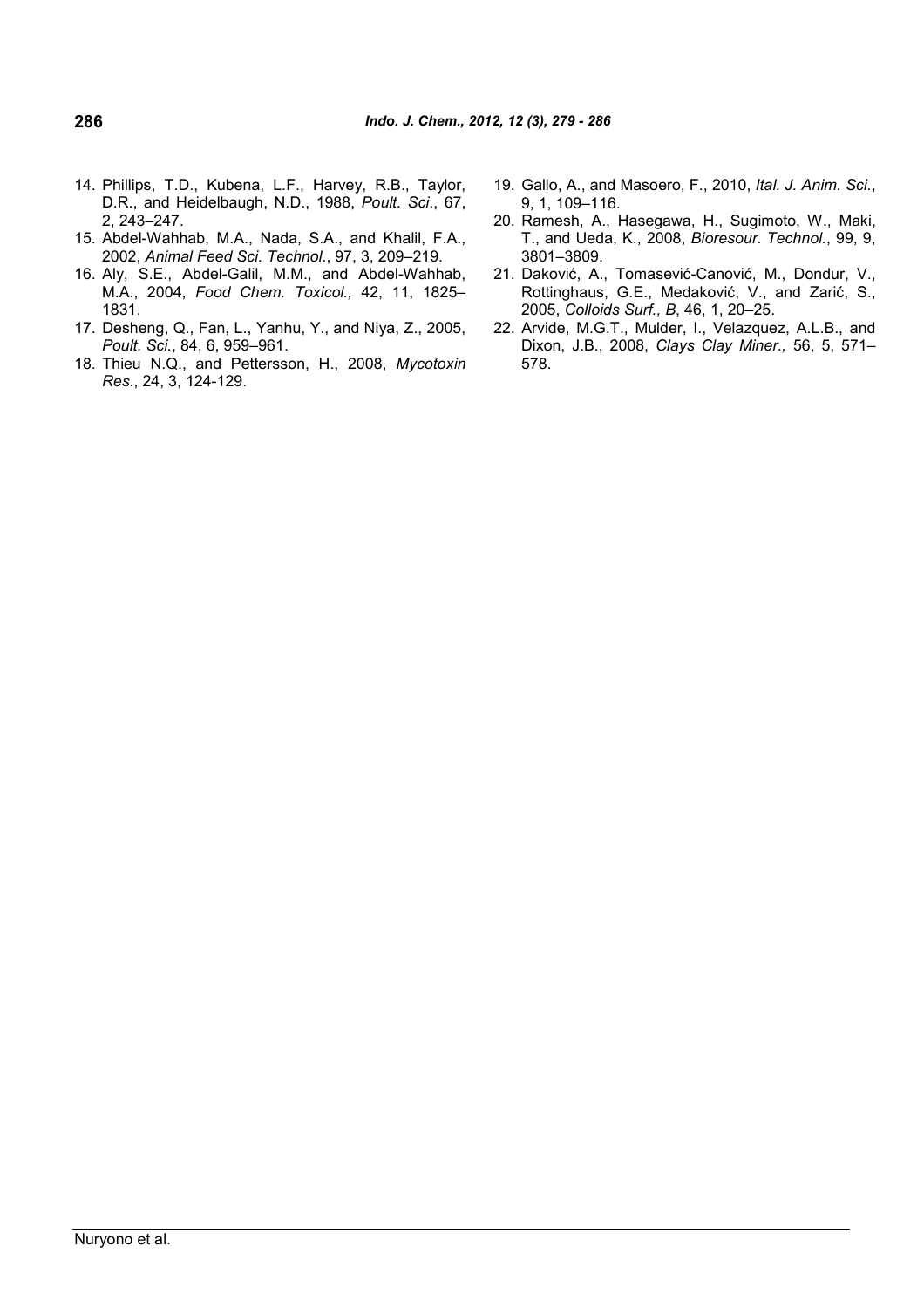14. Phillips, T.D., Kubena, L.F., Harvey, R.B., Taylor, D.R., and Heidelbaugh, N.D., 1988, *Poult. Sci*., 67, 2, 243–247.
15. Abdel-Wahhab, M.A., Nada, S.A., and Khalil, F.A., 2002, *Animal Feed Sci. Technol*., 97, 3, 209–219.
16. Aly, S.E., Abdel-Galil, M.M., and Abdel-Wahhab, M.A., 2004, *Food Chem. Toxicol.,* 42, 11, 1825–1831.
17. Desheng, Q., Fan, L., Yanhu, Y., and Niya, Z., 2005, *Poult. Sci.*, 84, 6, 959–961.
18. Thieu N.Q., and Pettersson, H., 2008, *Mycotoxin Res.*, 24, 3, 124-129.
19. Gallo, A., and Masoero, F., 2010, *Ital. J. Anim. Sci.*, 9, 1, 109–116.
20. Ramesh, A., Hasegawa, H., Sugimoto, W., Maki, T., and Ueda, K., 2008, *Bioresour. Technol.*, 99, 9, 3801–3809.
21. Daković, A., Tomasević-Canović, M., Dondur, V., Rottinghaus, G.E., Medaković, V., and Zarić, S., 2005, *Colloids Surf., B*, 46, 1, 20–25.
22. Arvide, M.G.T., Mulder, I., Velazquez, A.L.B., and Dixon, J.B., 2008, *Clays Clay Miner.,* 56, 5, 571–578.